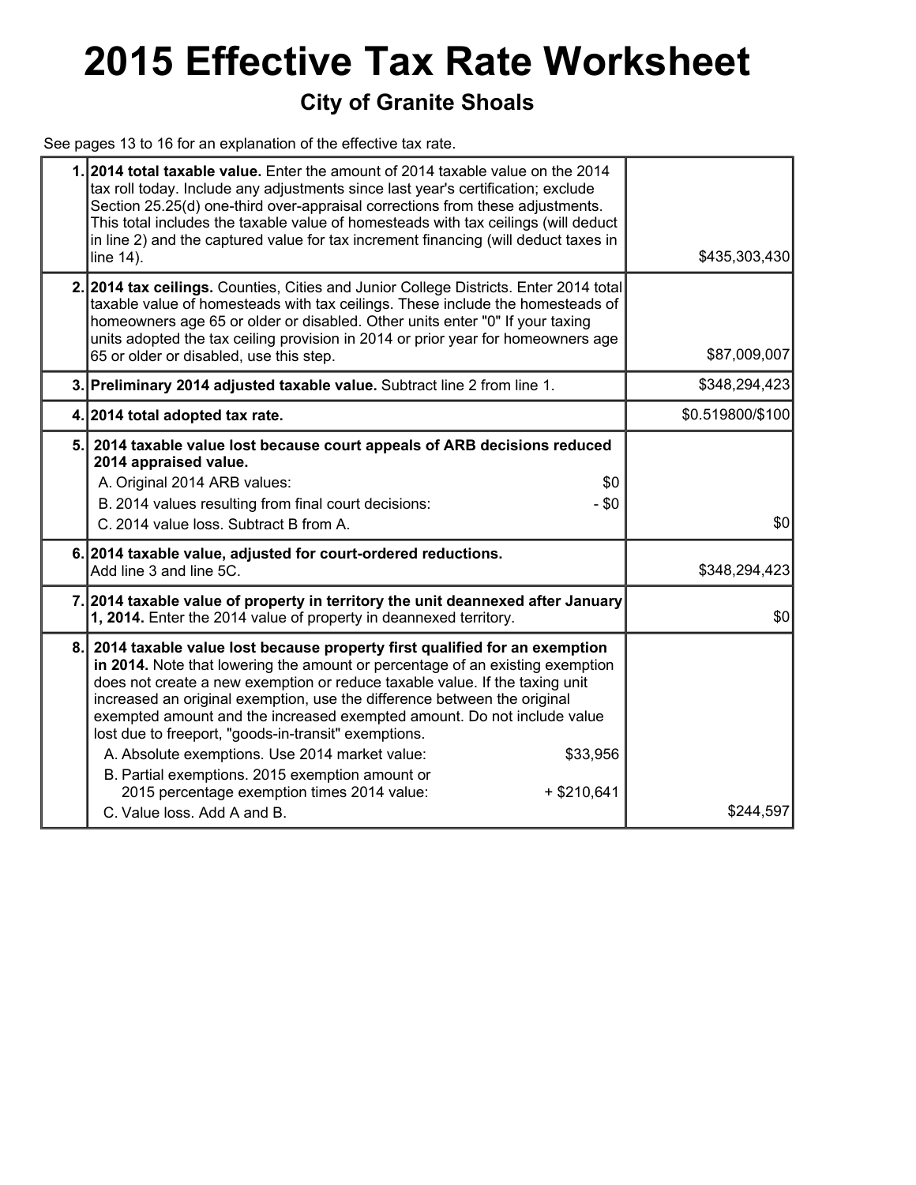# 2015 Effective Tax Rate Worksheet

## City of Granite Shoals

See pages 13 to 16 for an explanation of the effective tax rate.

| | | |
|---|---|---|
| 1. | **2014 total taxable value.** Enter the amount of 2014 taxable value on the 2014 tax roll today. Include any adjustments since last year's certification; exclude Section 25.25(d) one-third over-appraisal corrections from these adjustments. This total includes the taxable value of homesteads with tax ceilings (will deduct in line 2) and the captured value for tax increment financing (will deduct taxes in line 14). | $435,303,430 |
| 2. | **2014 tax ceilings.** Counties, Cities and Junior College Districts. Enter 2014 total taxable value of homesteads with tax ceilings. These include the homesteads of homeowners age 65 or older or disabled. Other units enter "0" If your taxing units adopted the tax ceiling provision in 2014 or prior year for homeowners age 65 or older or disabled, use this step. | $87,009,007 |
| 3. | **Preliminary 2014 adjusted taxable value.** Subtract line 2 from line 1. | $348,294,423 |
| 4. | **2014 total adopted tax rate.** | $0.519800/$100 |
| 5. | **2014 taxable value lost because court appeals of ARB decisions reduced 2014 appraised value.**<br>A. Original 2014 ARB values: $0<br>B. 2014 values resulting from final court decisions: - $0<br>C. 2014 value loss. Subtract B from A. | $0 |
| 6. | **2014 taxable value, adjusted for court-ordered reductions.**<br>Add line 3 and line 5C. | $348,294,423 |
| 7. | **2014 taxable value of property in territory the unit deannexed after January 1, 2014.** Enter the 2014 value of property in deannexed territory. | $0 |
| 8. | **2014 taxable value lost because property first qualified for an exemption in 2014.** Note that lowering the amount or percentage of an existing exemption does not create a new exemption or reduce taxable value. If the taxing unit increased an original exemption, use the difference between the original exempted amount and the increased exempted amount. Do not include value lost due to freeport, "goods-in-transit" exemptions.<br>A. Absolute exemptions. Use 2014 market value: $33,956<br>B. Partial exemptions. 2015 exemption amount or 2015 percentage exemption times 2014 value: + $210,641<br>C. Value loss. Add A and B. | $244,597 |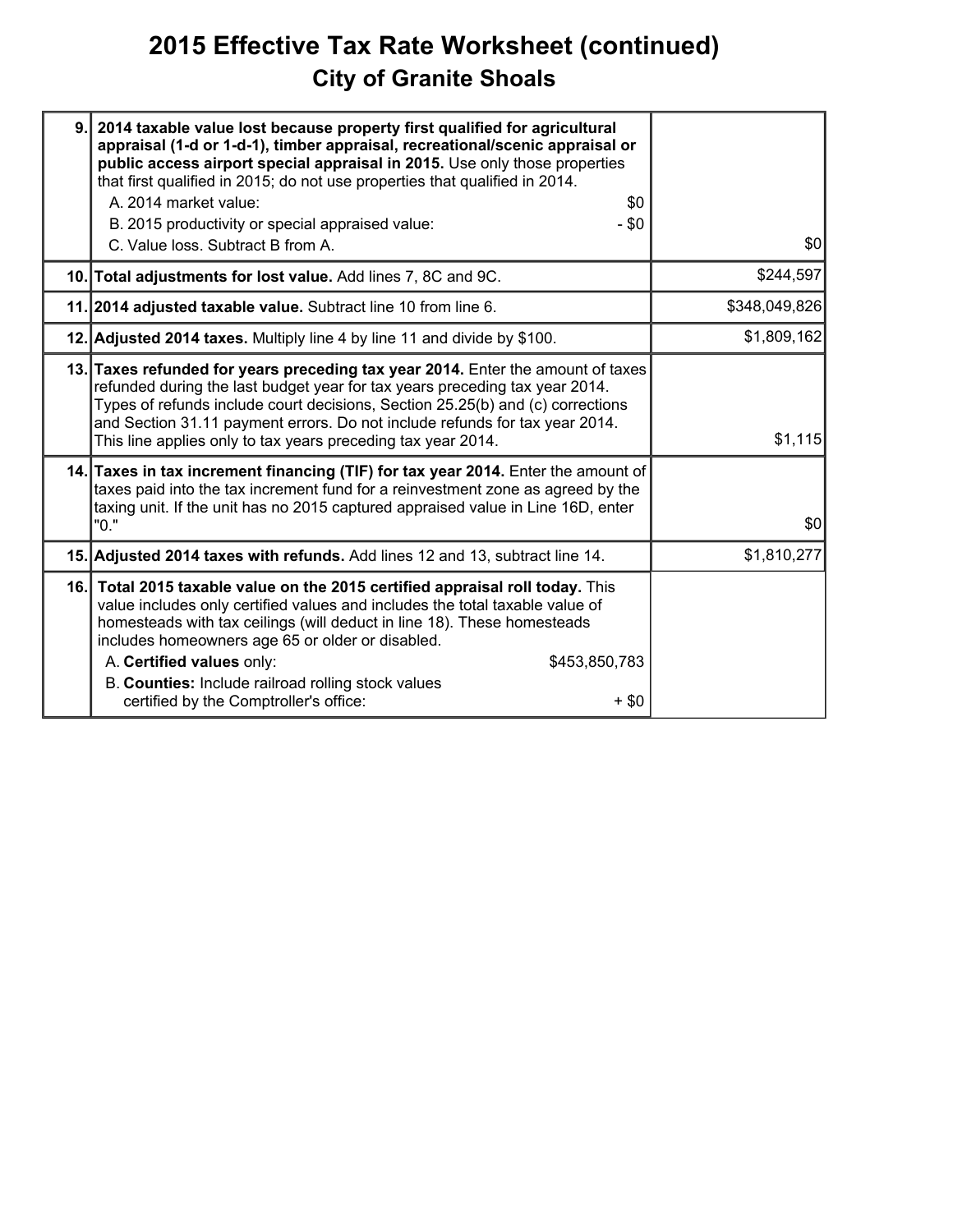# 2015 Effective Tax Rate Worksheet (continued)

## City of Granite Shoals

| Line | Description | Amount |
|---|---|---|
| 9. | **2014 taxable value lost because property first qualified for agricultural appraisal (1-d or 1-d-1), timber appraisal, recreational/scenic appraisal or public access airport special appraisal in 2015.** Use only those properties that first qualified in 2015; do not use properties that qualified in 2014.<br>A. 2014 market value: $0<br>B. 2015 productivity or special appraised value: - $0<br>C. Value loss. Subtract B from A. | $0 |
| 10. | **Total adjustments for lost value.** Add lines 7, 8C and 9C. | $244,597 |
| 11. | **2014 adjusted taxable value.** Subtract line 10 from line 6. | $348,049,826 |
| 12. | **Adjusted 2014 taxes.** Multiply line 4 by line 11 and divide by $100. | $1,809,162 |
| 13. | **Taxes refunded for years preceding tax year 2014.** Enter the amount of taxes refunded during the last budget year for tax years preceding tax year 2014. Types of refunds include court decisions, Section 25.25(b) and (c) corrections and Section 31.11 payment errors. Do not include refunds for tax year 2014. This line applies only to tax years preceding tax year 2014. | $1,115 |
| 14. | **Taxes in tax increment financing (TIF) for tax year 2014.** Enter the amount of taxes paid into the tax increment fund for a reinvestment zone as agreed by the taxing unit. If the unit has no 2015 captured appraised value in Line 16D, enter "0." | $0 |
| 15. | **Adjusted 2014 taxes with refunds.** Add lines 12 and 13, subtract line 14. | $1,810,277 |
| 16. | **Total 2015 taxable value on the 2015 certified appraisal roll today.** This value includes only certified values and includes the total taxable value of homesteads with tax ceilings (will deduct in line 18). These homesteads includes homeowners age 65 or older or disabled.<br>A. **Certified values** only: $453,850,783<br>B. **Counties:** Include railroad rolling stock values certified by the Comptroller's office: + $0 | |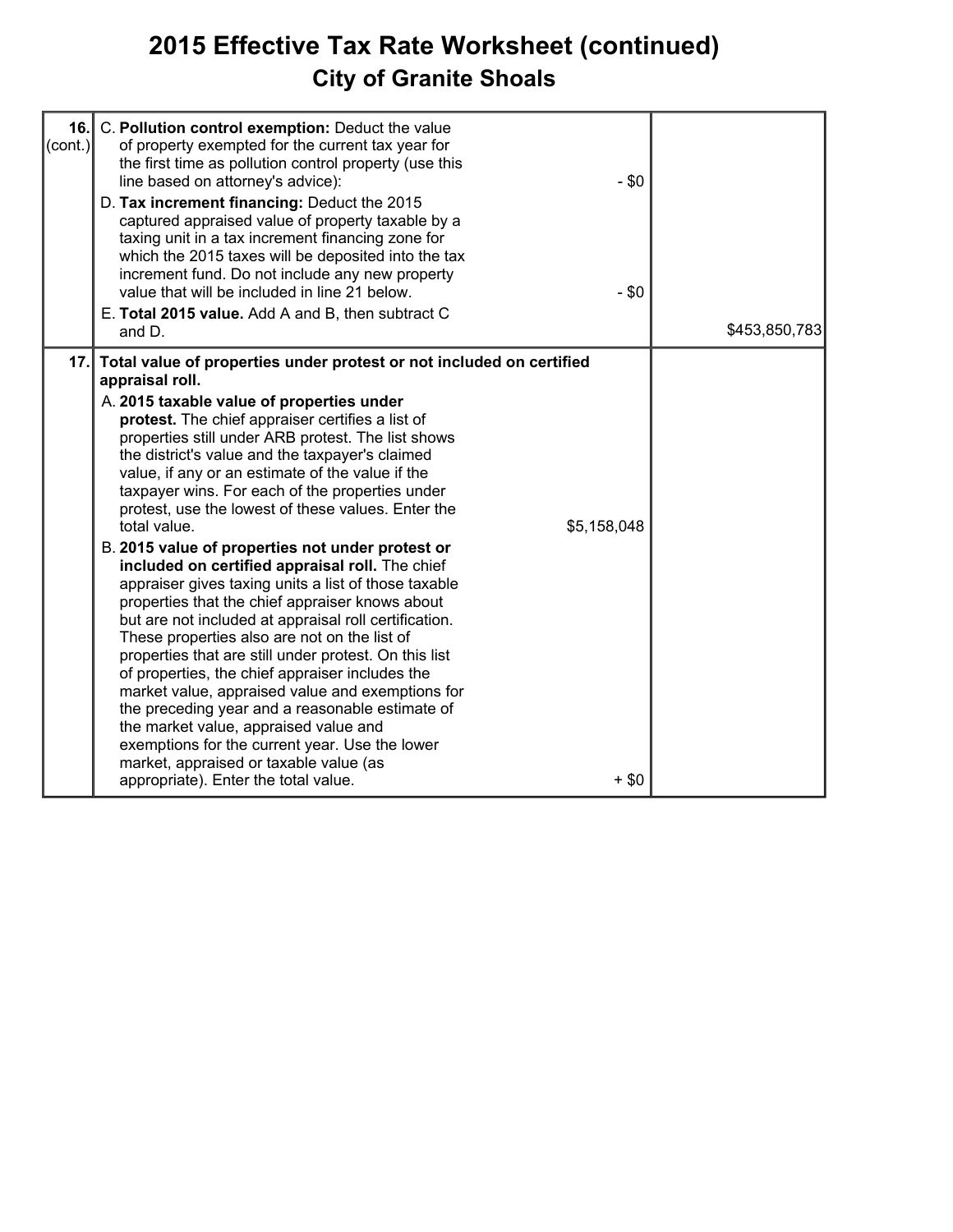# 2015 Effective Tax Rate Worksheet (continued)

## City of Granite Shoals

| | | | |
|---|---|---|---|
| **16.** (cont.) | C. **Pollution control exemption:** Deduct the value of property exempted for the current tax year for the first time as pollution control property (use this line based on attorney's advice): | - $0 | |
| | D. **Tax increment financing:** Deduct the 2015 captured appraised value of property taxable by a taxing unit in a tax increment financing zone for which the 2015 taxes will be deposited into the tax increment fund. Do not include any new property value that will be included in line 21 below. | - $0 | |
| | E. **Total 2015 value.** Add A and B, then subtract C and D. | | $453,850,783 |
| **17.** | **Total value of properties under protest or not included on certified appraisal roll.** | | |
| | A. **2015 taxable value of properties under protest.** The chief appraiser certifies a list of properties still under ARB protest. The list shows the district's value and the taxpayer's claimed value, if any or an estimate of the value if the taxpayer wins. For each of the properties under protest, use the lowest of these values. Enter the total value. | $5,158,048 | |
| | B. **2015 value of properties not under protest or included on certified appraisal roll.** The chief appraiser gives taxing units a list of those taxable properties that the chief appraiser knows about but are not included at appraisal roll certification. These properties also are not on the list of properties that are still under protest. On this list of properties, the chief appraiser includes the market value, appraised value and exemptions for the preceding year and a reasonable estimate of the market value, appraised value and exemptions for the current year. Use the lower market, appraised or taxable value (as appropriate). Enter the total value. | + $0 | |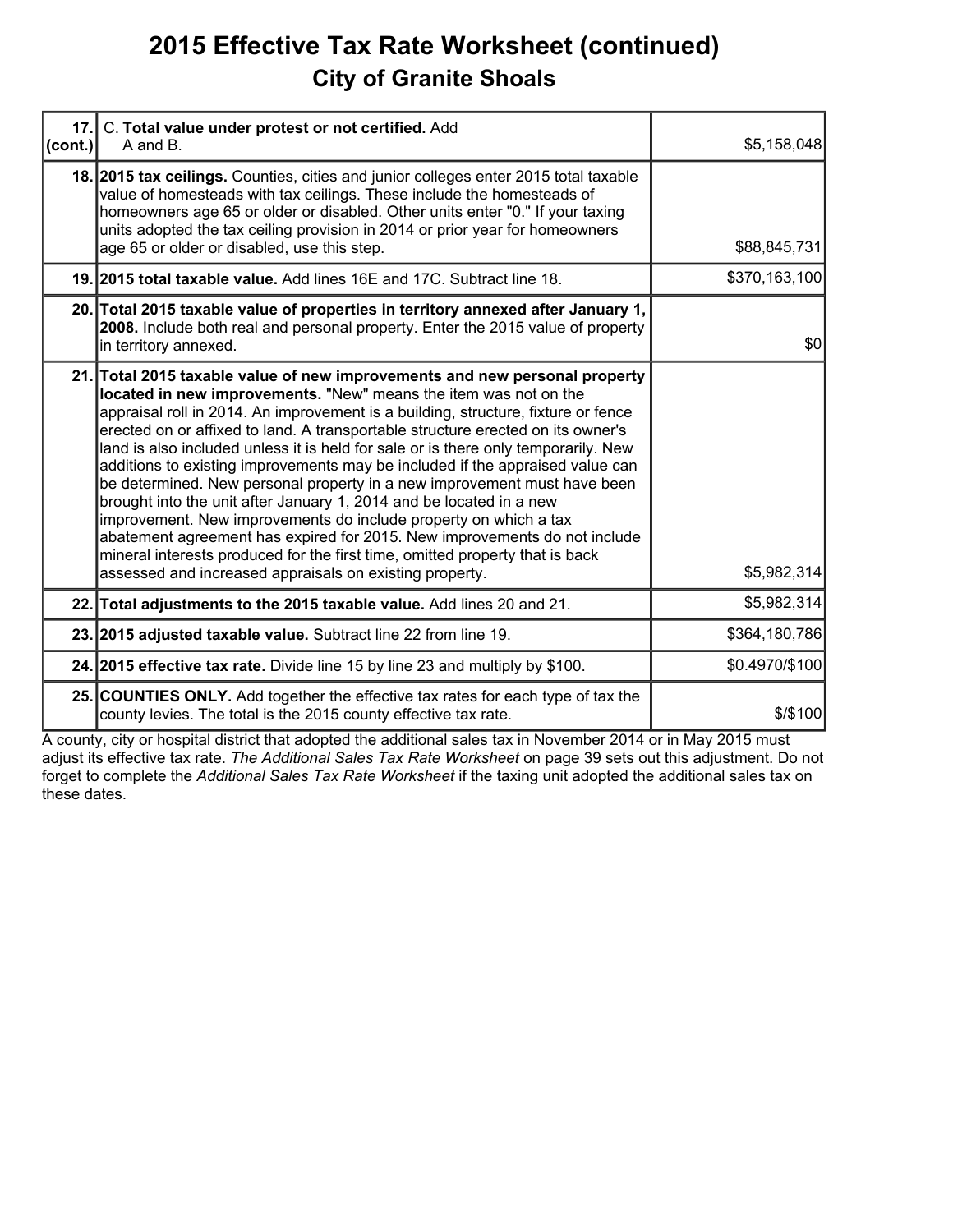# 2015 Effective Tax Rate Worksheet (continued)

## City of Granite Shoals

| Line | Description | Amount |
|---|---|---|
| 17. (cont.) | C. **Total value under protest or not certified.** Add A and B. | $5,158,048 |
| 18. | **2015 tax ceilings.** Counties, cities and junior colleges enter 2015 total taxable value of homesteads with tax ceilings. These include the homesteads of homeowners age 65 or older or disabled. Other units enter "0." If your taxing units adopted the tax ceiling provision in 2014 or prior year for homeowners age 65 or older or disabled, use this step. | $88,845,731 |
| 19. | **2015 total taxable value.** Add lines 16E and 17C. Subtract line 18. | $370,163,100 |
| 20. | **Total 2015 taxable value of properties in territory annexed after January 1, 2008.** Include both real and personal property. Enter the 2015 value of property in territory annexed. | $0 |
| 21. | **Total 2015 taxable value of new improvements and new personal property located in new improvements.** "New" means the item was not on the appraisal roll in 2014. An improvement is a building, structure, fixture or fence erected on or affixed to land. A transportable structure erected on its owner's land is also included unless it is held for sale or is there only temporarily. New additions to existing improvements may be included if the appraised value can be determined. New personal property in a new improvement must have been brought into the unit after January 1, 2014 and be located in a new improvement. New improvements do include property on which a tax abatement agreement has expired for 2015. New improvements do not include mineral interests produced for the first time, omitted property that is back assessed and increased appraisals on existing property. | $5,982,314 |
| 22. | **Total adjustments to the 2015 taxable value.** Add lines 20 and 21. | $5,982,314 |
| 23. | **2015 adjusted taxable value.** Subtract line 22 from line 19. | $364,180,786 |
| 24. | **2015 effective tax rate.** Divide line 15 by line 23 and multiply by $100. | $0.4970/$100 |
| 25. | **COUNTIES ONLY.** Add together the effective tax rates for each type of tax the county levies. The total is the 2015 county effective tax rate. | $/$100 |

A county, city or hospital district that adopted the additional sales tax in November 2014 or in May 2015 must adjust its effective tax rate. *The Additional Sales Tax Rate Worksheet* on page 39 sets out this adjustment. Do not forget to complete the *Additional Sales Tax Rate Worksheet* if the taxing unit adopted the additional sales tax on these dates.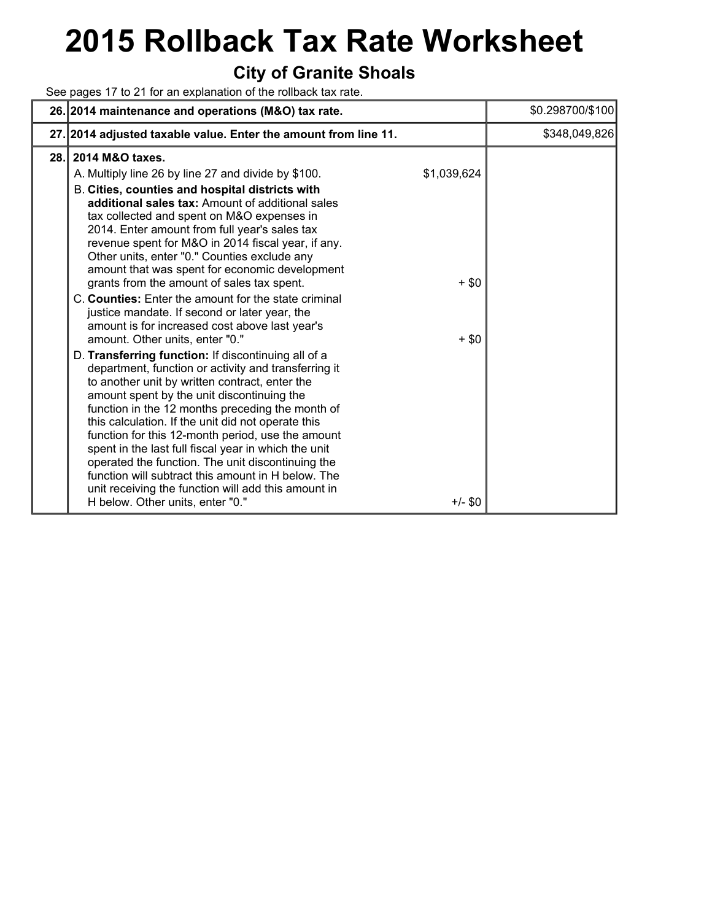# 2015 Rollback Tax Rate Worksheet

## City of Granite Shoals

See pages 17 to 21 for an explanation of the rollback tax rate.

| | | | |
|---|---|---|---|
| **26.** | **2014 maintenance and operations (M&O) tax rate.** | | $0.298700/$100 |
| **27.** | **2014 adjusted taxable value. Enter the amount from line 11.** | | $348,049,826 |
| **28.** | **2014 M&O taxes.** | | |
| | A. Multiply line 26 by line 27 and divide by $100. | $1,039,624 | |
| | B. **Cities, counties and hospital districts with additional sales tax:** Amount of additional sales tax collected and spent on M&O expenses in 2014. Enter amount from full year's sales tax revenue spent for M&O in 2014 fiscal year, if any. Other units, enter "0." Counties exclude any amount that was spent for economic development grants from the amount of sales tax spent. | + $0 | |
| | C. **Counties:** Enter the amount for the state criminal justice mandate. If second or later year, the amount is for increased cost above last year's amount. Other units, enter "0." | + $0 | |
| | D. **Transferring function:** If discontinuing all of a department, function or activity and transferring it to another unit by written contract, enter the amount spent by the unit discontinuing the function in the 12 months preceding the month of this calculation. If the unit did not operate this function for this 12-month period, use the amount spent in the last full fiscal year in which the unit operated the function. The unit discontinuing the function will subtract this amount in H below. The unit receiving the function will add this amount in H below. Other units, enter "0." | +/- $0 | |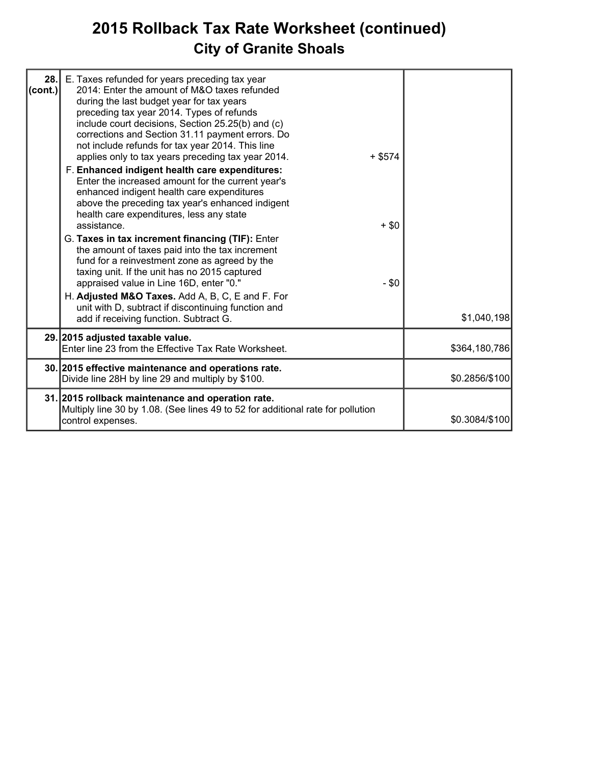# 2015 Rollback Tax Rate Worksheet (continued)

## City of Granite Shoals

| | | | |
|---|---|---|---|
| **28. (cont.)** | E. Taxes refunded for years preceding tax year 2014: Enter the amount of M&O taxes refunded during the last budget year for tax years preceding tax year 2014. Types of refunds include court decisions, Section 25.25(b) and (c) corrections and Section 31.11 payment errors. Do not include refunds for tax year 2014. This line applies only to tax years preceding tax year 2014. | + $574 | |
| | F. **Enhanced indigent health care expenditures:** Enter the increased amount for the current year's enhanced indigent health care expenditures above the preceding tax year's enhanced indigent health care expenditures, less any state assistance. | + $0 | |
| | G. **Taxes in tax increment financing (TIF):** Enter the amount of taxes paid into the tax increment fund for a reinvestment zone as agreed by the taxing unit. If the unit has no 2015 captured appraised value in Line 16D, enter "0." | - $0 | |
| | H. **Adjusted M&O Taxes.** Add A, B, C, E and F. For unit with D, subtract if discontinuing function and add if receiving function. Subtract G. | | $1,040,198 |
| **29.** | **2015 adjusted taxable value.** Enter line 23 from the Effective Tax Rate Worksheet. | | $364,180,786 |
| **30.** | **2015 effective maintenance and operations rate.** Divide line 28H by line 29 and multiply by $100. | | $0.2856/$100 |
| **31.** | **2015 rollback maintenance and operation rate.** Multiply line 30 by 1.08. (See lines 49 to 52 for additional rate for pollution control expenses. | | $0.3084/$100 |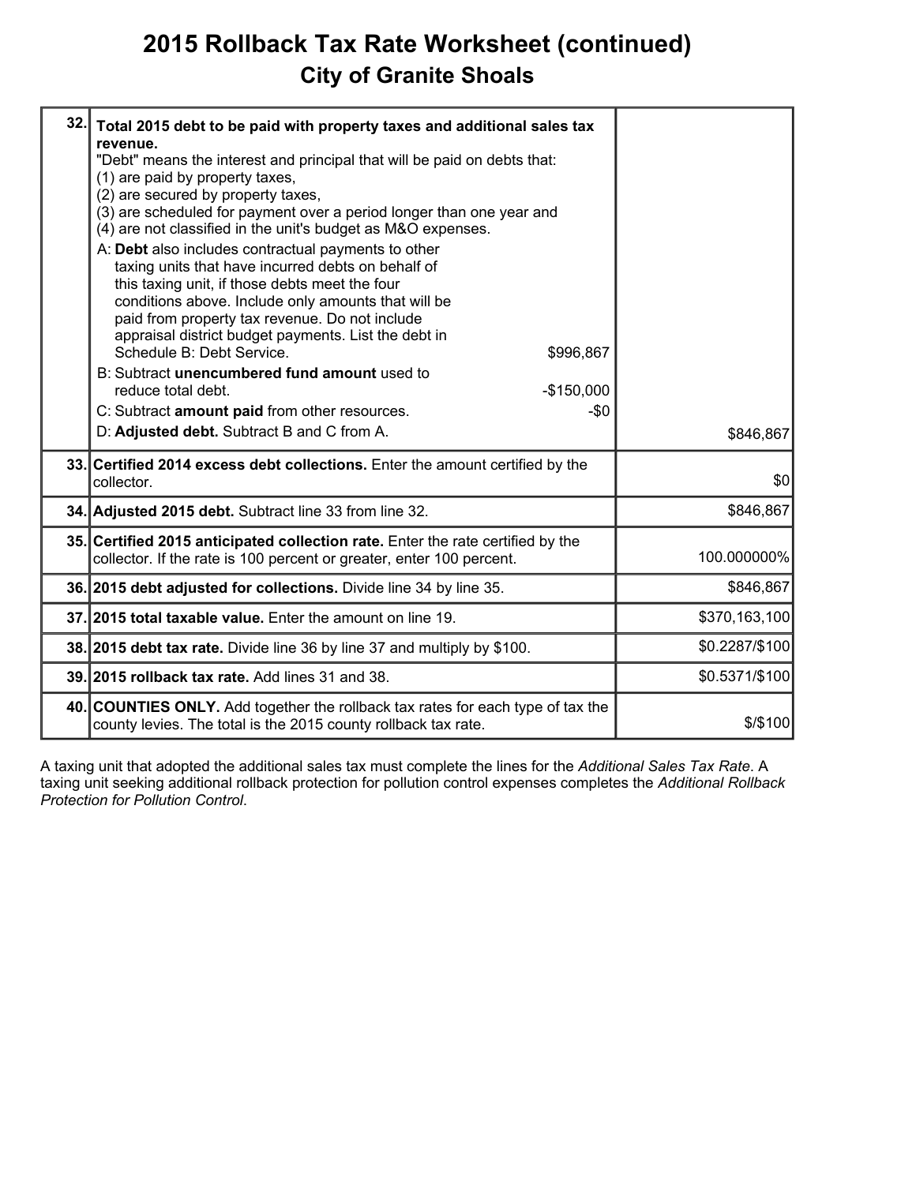# 2015 Rollback Tax Rate Worksheet (continued)

## City of Granite Shoals

| | | |
|---|---|---|
| 32. | **Total 2015 debt to be paid with property taxes and additional sales tax revenue.**<br>"Debt" means the interest and principal that will be paid on debts that:<br>(1) are paid by property taxes,<br>(2) are secured by property taxes,<br>(3) are scheduled for payment over a period longer than one year and<br>(4) are not classified in the unit's budget as M&O expenses.<br>A: **Debt** also includes contractual payments to other taxing units that have incurred debts on behalf of this taxing unit, if those debts meet the four conditions above. Include only amounts that will be paid from property tax revenue. Do not include appraisal district budget payments. List the debt in Schedule B: Debt Service. $996,867<br>B: Subtract **unencumbered fund amount** used to reduce total debt. -$150,000<br>C: Subtract **amount paid** from other resources. -$0<br>D: **Adjusted debt.** Subtract B and C from A. | $846,867 |
| 33. | **Certified 2014 excess debt collections.** Enter the amount certified by the collector. | $0 |
| 34. | **Adjusted 2015 debt.** Subtract line 33 from line 32. | $846,867 |
| 35. | **Certified 2015 anticipated collection rate.** Enter the rate certified by the collector. If the rate is 100 percent or greater, enter 100 percent. | 100.000000% |
| 36. | **2015 debt adjusted for collections.** Divide line 34 by line 35. | $846,867 |
| 37. | **2015 total taxable value.** Enter the amount on line 19. | $370,163,100 |
| 38. | **2015 debt tax rate.** Divide line 36 by line 37 and multiply by $100. | $0.2287/$100 |
| 39. | **2015 rollback tax rate.** Add lines 31 and 38. | $0.5371/$100 |
| 40. | **COUNTIES ONLY.** Add together the rollback tax rates for each type of tax the county levies. The total is the 2015 county rollback tax rate. | $/$100 |

A taxing unit that adopted the additional sales tax must complete the lines for the *Additional Sales Tax Rate*. A taxing unit seeking additional rollback protection for pollution control expenses completes the *Additional Rollback Protection for Pollution Control*.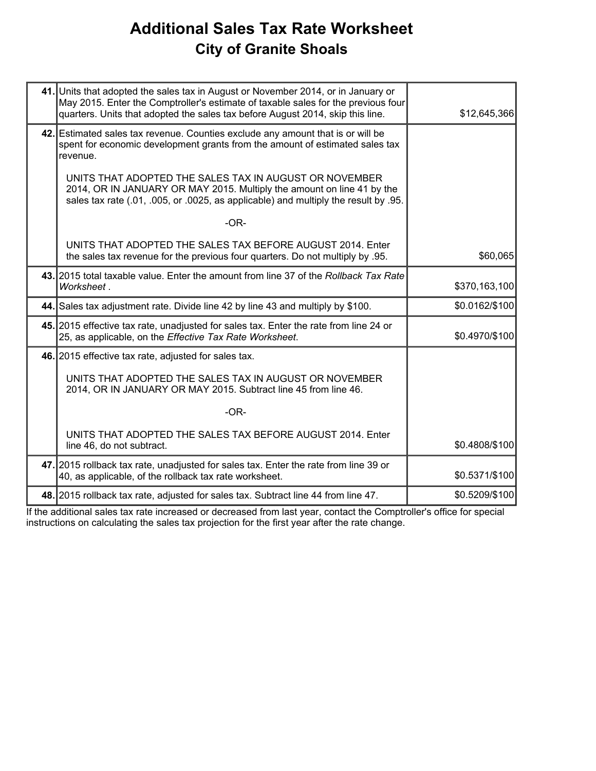# Additional Sales Tax Rate Worksheet

## City of Granite Shoals

| | | |
|---|---|---|
| **41.** | Units that adopted the sales tax in August or November 2014, or in January or May 2015. Enter the Comptroller's estimate of taxable sales for the previous four quarters. Units that adopted the sales tax before August 2014, skip this line. | $12,645,366 |
| **42.** | Estimated sales tax revenue. Counties exclude any amount that is or will be spent for economic development grants from the amount of estimated sales tax revenue.<br><br>UNITS THAT ADOPTED THE SALES TAX IN AUGUST OR NOVEMBER 2014, OR IN JANUARY OR MAY 2015. Multiply the amount on line 41 by the sales tax rate (.01, .005, or .0025, as applicable) and multiply the result by .95.<br><br>-OR-<br><br>UNITS THAT ADOPTED THE SALES TAX BEFORE AUGUST 2014. Enter the sales tax revenue for the previous four quarters. Do not multiply by .95. | $60,065 |
| **43.** | 2015 total taxable value. Enter the amount from line 37 of the *Rollback Tax Rate Worksheet* . | $370,163,100 |
| **44.** | Sales tax adjustment rate. Divide line 42 by line 43 and multiply by $100. | $0.0162/$100 |
| **45.** | 2015 effective tax rate, unadjusted for sales tax. Enter the rate from line 24 or 25, as applicable, on the *Effective Tax Rate Worksheet*. | $0.4970/$100 |
| **46.** | 2015 effective tax rate, adjusted for sales tax.<br><br>UNITS THAT ADOPTED THE SALES TAX IN AUGUST OR NOVEMBER 2014, OR IN JANUARY OR MAY 2015. Subtract line 45 from line 46.<br><br>-OR-<br><br>UNITS THAT ADOPTED THE SALES TAX BEFORE AUGUST 2014. Enter line 46, do not subtract. | $0.4808/$100 |
| **47.** | 2015 rollback tax rate, unadjusted for sales tax. Enter the rate from line 39 or 40, as applicable, of the rollback tax rate worksheet. | $0.5371/$100 |
| **48.** | 2015 rollback tax rate, adjusted for sales tax. Subtract line 44 from line 47. | $0.5209/$100 |

If the additional sales tax rate increased or decreased from last year, contact the Comptroller's office for special instructions on calculating the sales tax projection for the first year after the rate change.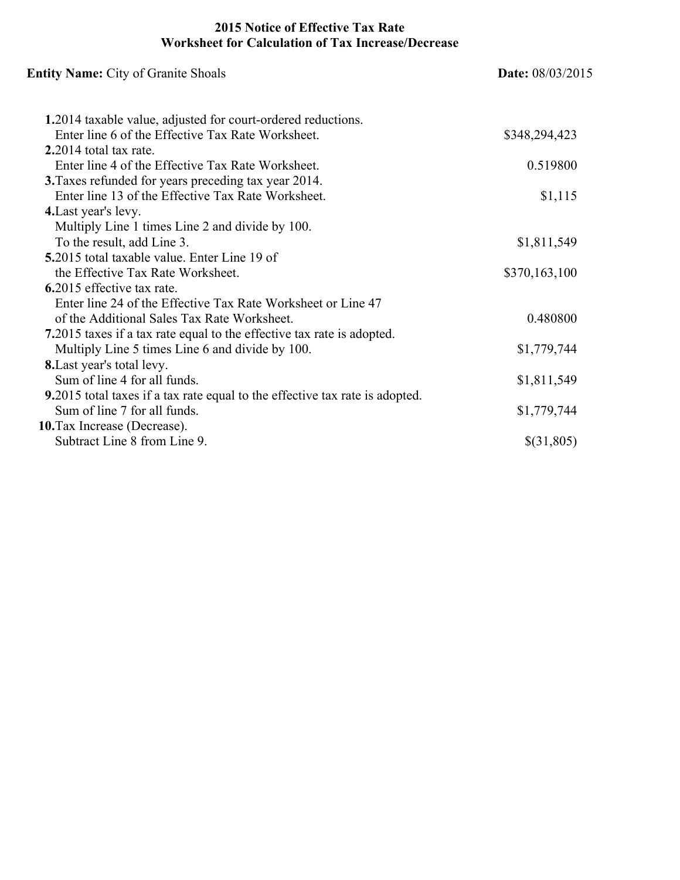# 2015 Notice of Effective Tax Rate
## Worksheet for Calculation of Tax Increase/Decrease

**Entity Name:** City of Granite Shoals **Date:** 08/03/2015

| | |
|---|---|
| **1.** 2014 taxable value, adjusted for court-ordered reductions. Enter line 6 of the Effective Tax Rate Worksheet. | $348,294,423 |
| **2.** 2014 total tax rate. Enter line 4 of the Effective Tax Rate Worksheet. | 0.519800 |
| **3.** Taxes refunded for years preceding tax year 2014. Enter line 13 of the Effective Tax Rate Worksheet. | $1,115 |
| **4.** Last year's levy. Multiply Line 1 times Line 2 and divide by 100. To the result, add Line 3. | $1,811,549 |
| **5.** 2015 total taxable value. Enter Line 19 of the Effective Tax Rate Worksheet. | $370,163,100 |
| **6.** 2015 effective tax rate. Enter line 24 of the Effective Tax Rate Worksheet or Line 47 of the Additional Sales Tax Rate Worksheet. | 0.480800 |
| **7.** 2015 taxes if a tax rate equal to the effective tax rate is adopted. Multiply Line 5 times Line 6 and divide by 100. | $1,779,744 |
| **8.** Last year's total levy. Sum of line 4 for all funds. | $1,811,549 |
| **9.** 2015 total taxes if a tax rate equal to the effective tax rate is adopted. Sum of line 7 for all funds. | $1,779,744 |
| **10.** Tax Increase (Decrease). Subtract Line 8 from Line 9. | $(31,805) |